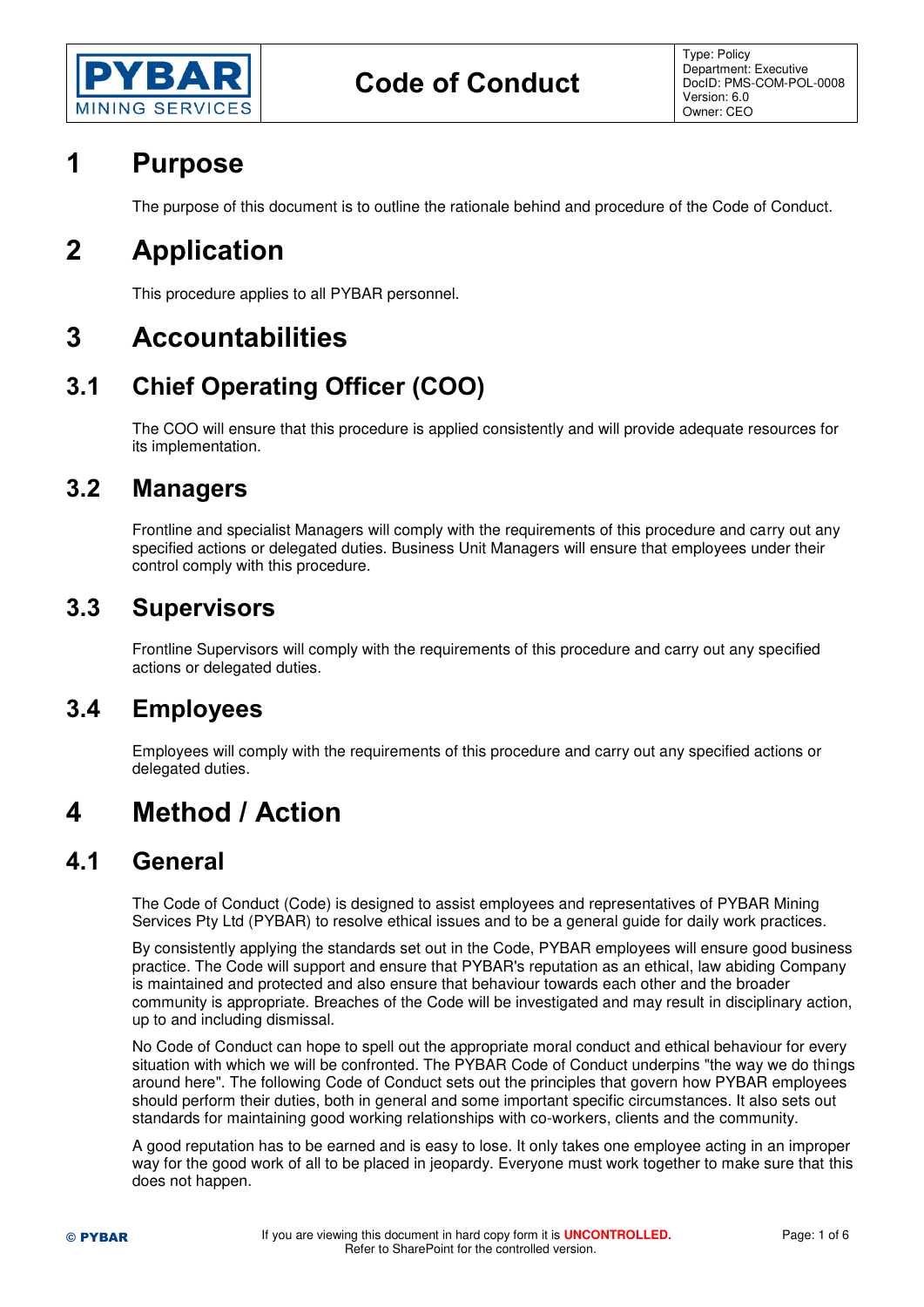| PYBAR MINING SERVICES | Code of Conduct | Type: Policy<br>Department: Executive<br>DocID: PMS-COM-POL-0008<br>Version: 6.0<br>Owner: CEO |
|---|---|---|

# 1 Purpose

The purpose of this document is to outline the rationale behind and procedure of the Code of Conduct.

# 2 Application

This procedure applies to all PYBAR personnel.

# 3 Accountabilities

## 3.1 Chief Operating Officer (COO)

The COO will ensure that this procedure is applied consistently and will provide adequate resources for its implementation.

## 3.2 Managers

Frontline and specialist Managers will comply with the requirements of this procedure and carry out any specified actions or delegated duties. Business Unit Managers will ensure that employees under their control comply with this procedure.

## 3.3 Supervisors

Frontline Supervisors will comply with the requirements of this procedure and carry out any specified actions or delegated duties.

## 3.4 Employees

Employees will comply with the requirements of this procedure and carry out any specified actions or delegated duties.

# 4 Method / Action

## 4.1 General

The Code of Conduct (Code) is designed to assist employees and representatives of PYBAR Mining Services Pty Ltd (PYBAR) to resolve ethical issues and to be a general guide for daily work practices.

By consistently applying the standards set out in the Code, PYBAR employees will ensure good business practice. The Code will support and ensure that PYBAR's reputation as an ethical, law abiding Company is maintained and protected and also ensure that behaviour towards each other and the broader community is appropriate. Breaches of the Code will be investigated and may result in disciplinary action, up to and including dismissal.

No Code of Conduct can hope to spell out the appropriate moral conduct and ethical behaviour for every situation with which we will be confronted. The PYBAR Code of Conduct underpins "the way we do things around here". The following Code of Conduct sets out the principles that govern how PYBAR employees should perform their duties, both in general and some important specific circumstances. It also sets out standards for maintaining good working relationships with co-workers, clients and the community.

A good reputation has to be earned and is easy to lose. It only takes one employee acting in an improper way for the good work of all to be placed in jeopardy. Everyone must work together to make sure that this does not happen.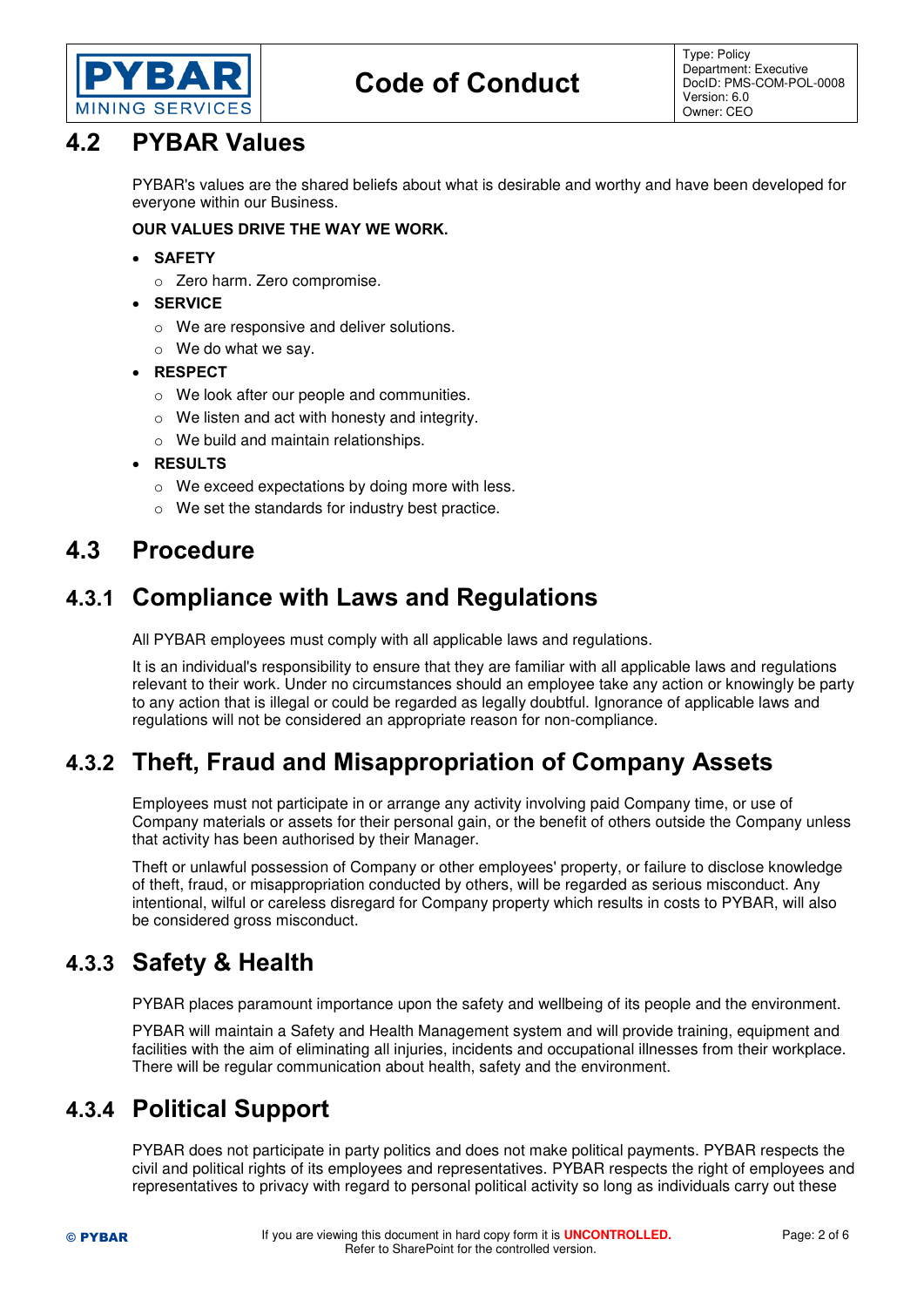## 4.2 PYBAR Values

PYBAR's values are the shared beliefs about what is desirable and worthy and have been developed for everyone within our Business.

**OUR VALUES DRIVE THE WAY WE WORK.**

- **SAFETY**
  - Zero harm. Zero compromise.
- **SERVICE**
  - We are responsive and deliver solutions.
  - We do what we say.
- **RESPECT**
  - We look after our people and communities.
  - We listen and act with honesty and integrity.
  - We build and maintain relationships.
- **RESULTS**
  - We exceed expectations by doing more with less.
  - We set the standards for industry best practice.

## 4.3 Procedure

### 4.3.1 Compliance with Laws and Regulations

All PYBAR employees must comply with all applicable laws and regulations.

It is an individual's responsibility to ensure that they are familiar with all applicable laws and regulations relevant to their work. Under no circumstances should an employee take any action or knowingly be party to any action that is illegal or could be regarded as legally doubtful. Ignorance of applicable laws and regulations will not be considered an appropriate reason for non-compliance.

### 4.3.2 Theft, Fraud and Misappropriation of Company Assets

Employees must not participate in or arrange any activity involving paid Company time, or use of Company materials or assets for their personal gain, or the benefit of others outside the Company unless that activity has been authorised by their Manager.

Theft or unlawful possession of Company or other employees' property, or failure to disclose knowledge of theft, fraud, or misappropriation conducted by others, will be regarded as serious misconduct. Any intentional, wilful or careless disregard for Company property which results in costs to PYBAR, will also be considered gross misconduct.

### 4.3.3 Safety & Health

PYBAR places paramount importance upon the safety and wellbeing of its people and the environment.

PYBAR will maintain a Safety and Health Management system and will provide training, equipment and facilities with the aim of eliminating all injuries, incidents and occupational illnesses from their workplace. There will be regular communication about health, safety and the environment.

### 4.3.4 Political Support

PYBAR does not participate in party politics and does not make political payments. PYBAR respects the civil and political rights of its employees and representatives. PYBAR respects the right of employees and representatives to privacy with regard to personal political activity so long as individuals carry out these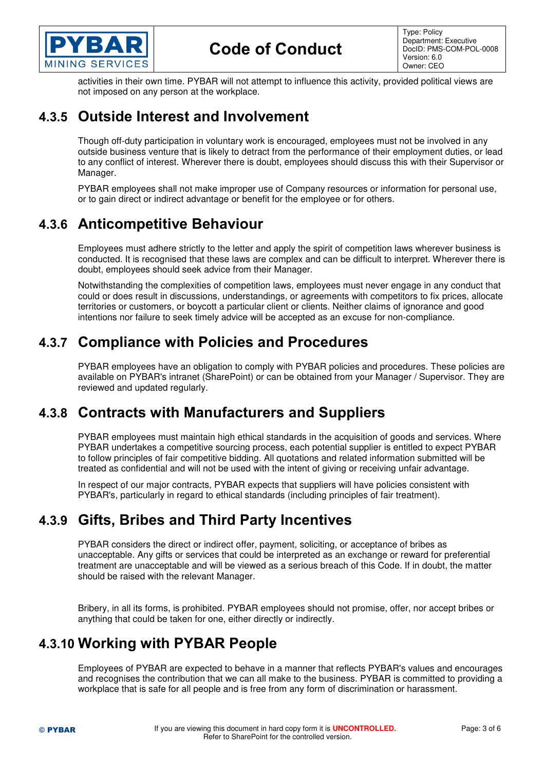activities in their own time. PYBAR will not attempt to influence this activity, provided political views are not imposed on any person at the workplace.

### 4.3.5 Outside Interest and Involvement

Though off-duty participation in voluntary work is encouraged, employees must not be involved in any outside business venture that is likely to detract from the performance of their employment duties, or lead to any conflict of interest. Wherever there is doubt, employees should discuss this with their Supervisor or Manager.

PYBAR employees shall not make improper use of Company resources or information for personal use, or to gain direct or indirect advantage or benefit for the employee or for others.

### 4.3.6 Anticompetitive Behaviour

Employees must adhere strictly to the letter and apply the spirit of competition laws wherever business is conducted. It is recognised that these laws are complex and can be difficult to interpret. Wherever there is doubt, employees should seek advice from their Manager.

Notwithstanding the complexities of competition laws, employees must never engage in any conduct that could or does result in discussions, understandings, or agreements with competitors to fix prices, allocate territories or customers, or boycott a particular client or clients. Neither claims of ignorance and good intentions nor failure to seek timely advice will be accepted as an excuse for non-compliance.

### 4.3.7 Compliance with Policies and Procedures

PYBAR employees have an obligation to comply with PYBAR policies and procedures. These policies are available on PYBAR's intranet (SharePoint) or can be obtained from your Manager / Supervisor. They are reviewed and updated regularly.

### 4.3.8 Contracts with Manufacturers and Suppliers

PYBAR employees must maintain high ethical standards in the acquisition of goods and services. Where PYBAR undertakes a competitive sourcing process, each potential supplier is entitled to expect PYBAR to follow principles of fair competitive bidding. All quotations and related information submitted will be treated as confidential and will not be used with the intent of giving or receiving unfair advantage.

In respect of our major contracts, PYBAR expects that suppliers will have policies consistent with PYBAR's, particularly in regard to ethical standards (including principles of fair treatment).

### 4.3.9 Gifts, Bribes and Third Party Incentives

PYBAR considers the direct or indirect offer, payment, soliciting, or acceptance of bribes as unacceptable. Any gifts or services that could be interpreted as an exchange or reward for preferential treatment are unacceptable and will be viewed as a serious breach of this Code. If in doubt, the matter should be raised with the relevant Manager.

Bribery, in all its forms, is prohibited. PYBAR employees should not promise, offer, nor accept bribes or anything that could be taken for one, either directly or indirectly.

### 4.3.10 Working with PYBAR People

Employees of PYBAR are expected to behave in a manner that reflects PYBAR's values and encourages and recognises the contribution that we can all make to the business. PYBAR is committed to providing a workplace that is safe for all people and is free from any form of discrimination or harassment.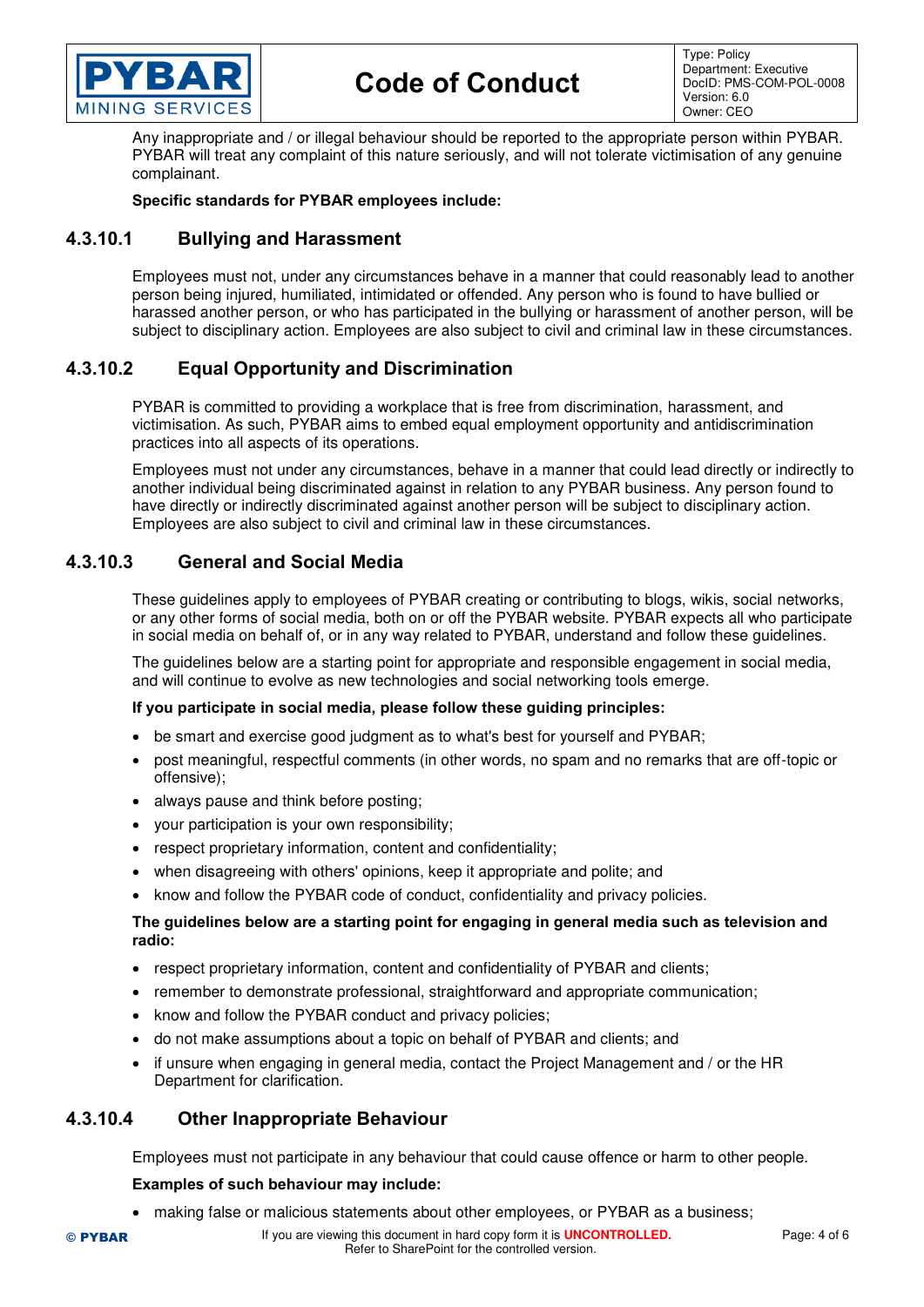Any inappropriate and / or illegal behaviour should be reported to the appropriate person within PYBAR. PYBAR will treat any complaint of this nature seriously, and will not tolerate victimisation of any genuine complainant.

**Specific standards for PYBAR employees include:**

### 4.3.10.1 Bullying and Harassment

Employees must not, under any circumstances behave in a manner that could reasonably lead to another person being injured, humiliated, intimidated or offended. Any person who is found to have bullied or harassed another person, or who has participated in the bullying or harassment of another person, will be subject to disciplinary action. Employees are also subject to civil and criminal law in these circumstances.

### 4.3.10.2 Equal Opportunity and Discrimination

PYBAR is committed to providing a workplace that is free from discrimination, harassment, and victimisation. As such, PYBAR aims to embed equal employment opportunity and antidiscrimination practices into all aspects of its operations.

Employees must not under any circumstances, behave in a manner that could lead directly or indirectly to another individual being discriminated against in relation to any PYBAR business. Any person found to have directly or indirectly discriminated against another person will be subject to disciplinary action. Employees are also subject to civil and criminal law in these circumstances.

### 4.3.10.3 General and Social Media

These guidelines apply to employees of PYBAR creating or contributing to blogs, wikis, social networks, or any other forms of social media, both on or off the PYBAR website. PYBAR expects all who participate in social media on behalf of, or in any way related to PYBAR, understand and follow these guidelines.

The guidelines below are a starting point for appropriate and responsible engagement in social media, and will continue to evolve as new technologies and social networking tools emerge.

**If you participate in social media, please follow these guiding principles:**

- be smart and exercise good judgment as to what's best for yourself and PYBAR;
- post meaningful, respectful comments (in other words, no spam and no remarks that are off-topic or offensive);
- always pause and think before posting;
- your participation is your own responsibility;
- respect proprietary information, content and confidentiality;
- when disagreeing with others' opinions, keep it appropriate and polite; and
- know and follow the PYBAR code of conduct, confidentiality and privacy policies.

**The guidelines below are a starting point for engaging in general media such as television and radio:**

- respect proprietary information, content and confidentiality of PYBAR and clients;
- remember to demonstrate professional, straightforward and appropriate communication;
- know and follow the PYBAR conduct and privacy policies;
- do not make assumptions about a topic on behalf of PYBAR and clients; and
- if unsure when engaging in general media, contact the Project Management and / or the HR Department for clarification.

### 4.3.10.4 Other Inappropriate Behaviour

Employees must not participate in any behaviour that could cause offence or harm to other people.

**Examples of such behaviour may include:**

- making false or malicious statements about other employees, or PYBAR as a business;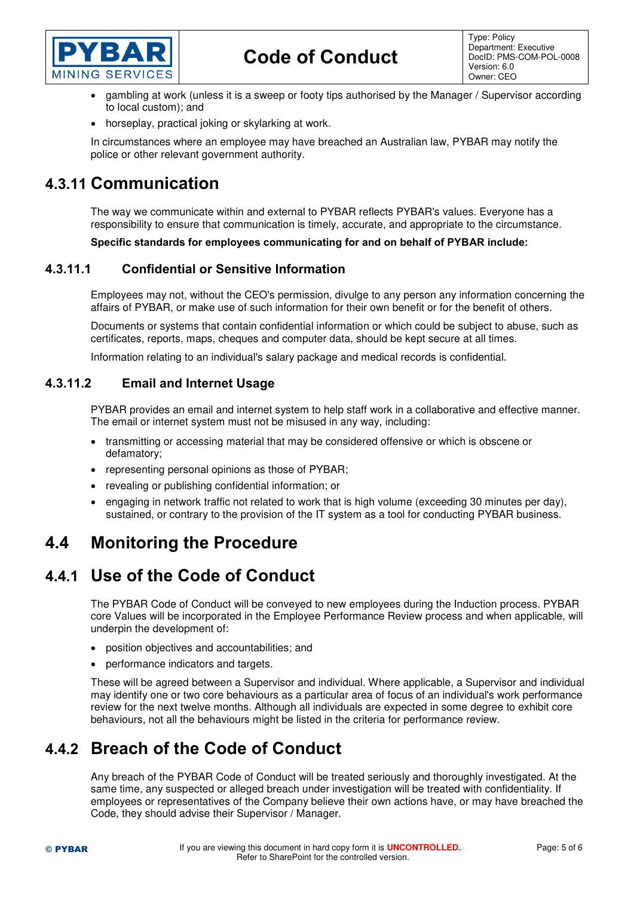- gambling at work (unless it is a sweep or footy tips authorised by the Manager / Supervisor according to local custom); and
- horseplay, practical joking or skylarking at work.

In circumstances where an employee may have breached an Australian law, PYBAR may notify the police or other relevant government authority.

## 4.3.11 Communication

The way we communicate within and external to PYBAR reflects PYBAR's values. Everyone has a responsibility to ensure that communication is timely, accurate, and appropriate to the circumstance.

**Specific standards for employees communicating for and on behalf of PYBAR include:**

### 4.3.11.1 Confidential or Sensitive Information

Employees may not, without the CEO's permission, divulge to any person any information concerning the affairs of PYBAR, or make use of such information for their own benefit or for the benefit of others.

Documents or systems that contain confidential information or which could be subject to abuse, such as certificates, reports, maps, cheques and computer data, should be kept secure at all times.

Information relating to an individual's salary package and medical records is confidential.

### 4.3.11.2 Email and Internet Usage

PYBAR provides an email and internet system to help staff work in a collaborative and effective manner. The email or internet system must not be misused in any way, including:

- transmitting or accessing material that may be considered offensive or which is obscene or defamatory;
- representing personal opinions as those of PYBAR;
- revealing or publishing confidential information; or
- engaging in network traffic not related to work that is high volume (exceeding 30 minutes per day), sustained, or contrary to the provision of the IT system as a tool for conducting PYBAR business.

# 4.4 Monitoring the Procedure

## 4.4.1 Use of the Code of Conduct

The PYBAR Code of Conduct will be conveyed to new employees during the Induction process. PYBAR core Values will be incorporated in the Employee Performance Review process and when applicable, will underpin the development of:

- position objectives and accountabilities; and
- performance indicators and targets.

These will be agreed between a Supervisor and individual. Where applicable, a Supervisor and individual may identify one or two core behaviours as a particular area of focus of an individual's work performance review for the next twelve months. Although all individuals are expected in some degree to exhibit core behaviours, not all the behaviours might be listed in the criteria for performance review.

## 4.4.2 Breach of the Code of Conduct

Any breach of the PYBAR Code of Conduct will be treated seriously and thoroughly investigated. At the same time, any suspected or alleged breach under investigation will be treated with confidentiality. If employees or representatives of the Company believe their own actions have, or may have breached the Code, they should advise their Supervisor / Manager.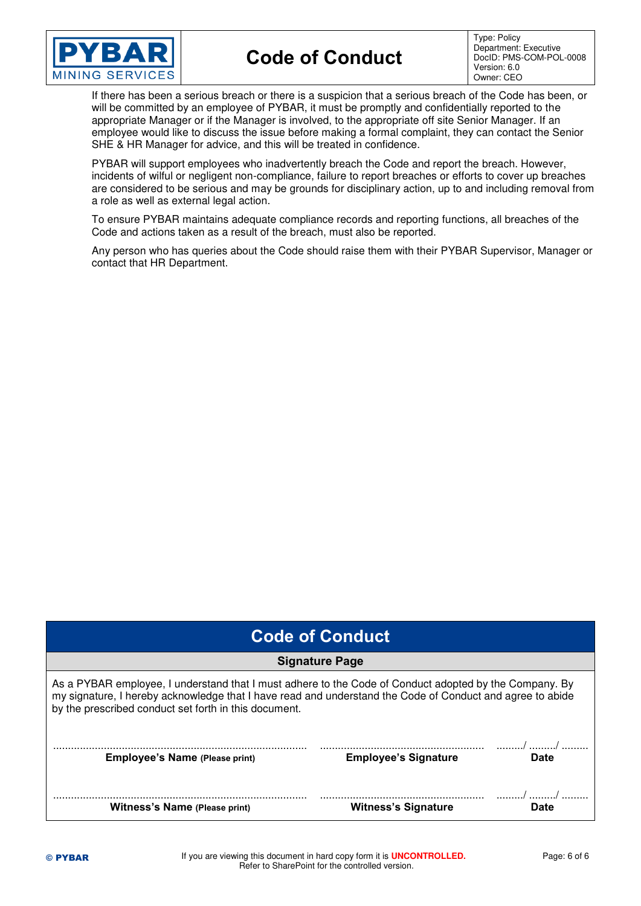If there has been a serious breach or there is a suspicion that a serious breach of the Code has been, or will be committed by an employee of PYBAR, it must be promptly and confidentially reported to the appropriate Manager or if the Manager is involved, to the appropriate off site Senior Manager. If an employee would like to discuss the issue before making a formal complaint, they can contact the Senior SHE & HR Manager for advice, and this will be treated in confidence.

PYBAR will support employees who inadvertently breach the Code and report the breach. However, incidents of wilful or negligent non-compliance, failure to report breaches or efforts to cover up breaches are considered to be serious and may be grounds for disciplinary action, up to and including removal from a role as well as external legal action.

To ensure PYBAR maintains adequate compliance records and reporting functions, all breaches of the Code and actions taken as a result of the breach, must also be reported.

Any person who has queries about the Code should raise them with their PYBAR Supervisor, Manager or contact that HR Department.

# Code of Conduct

## Signature Page

As a PYBAR employee, I understand that I must adhere to the Code of Conduct adopted by the Company. By my signature, I hereby acknowledge that I have read and understand the Code of Conduct and agree to abide by the prescribed conduct set forth in this document.

| | | |
|---|---|---|
| ..................................................................................... | ...................................................... | ........./ ........./ ........ |
| **Employee's Name (Please print)** | **Employee's Signature** | **Date** |
| ..................................................................................... | ...................................................... | ........./ ........./ ........ |
| **Witness's Name (Please print)** | **Witness's Signature** | **Date** |

If you are viewing this document in hard copy form it is **UNCONTROLLED.**
Refer to SharePoint for the controlled version.